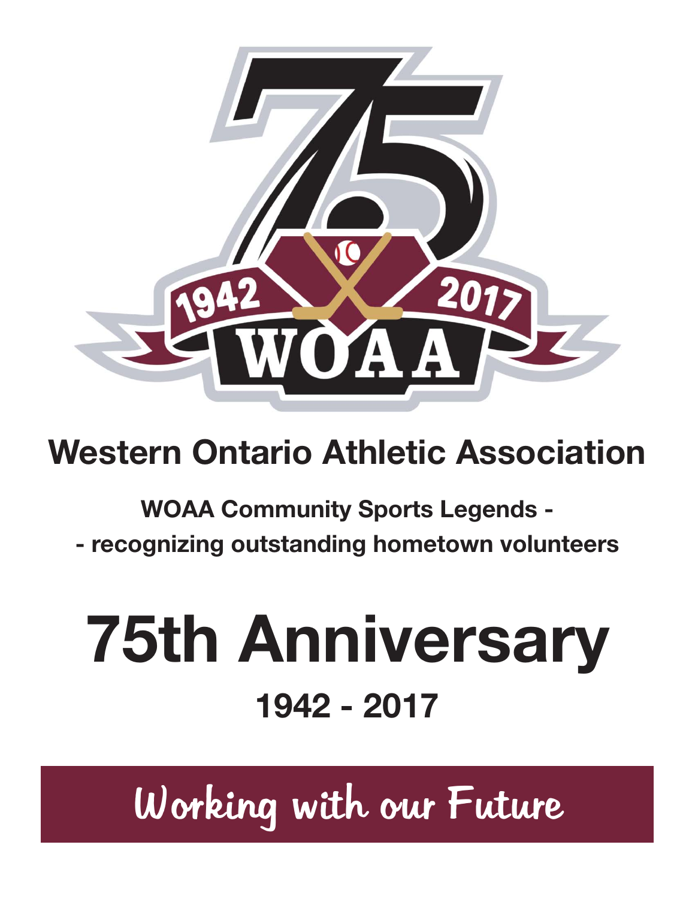# Western Ontario Athletic Association

**WOAA Community Sports Legends -**

**- recognizing outstanding hometown volunteers**

# 75th Anniversary

## 1942 - 2017

Working with our Future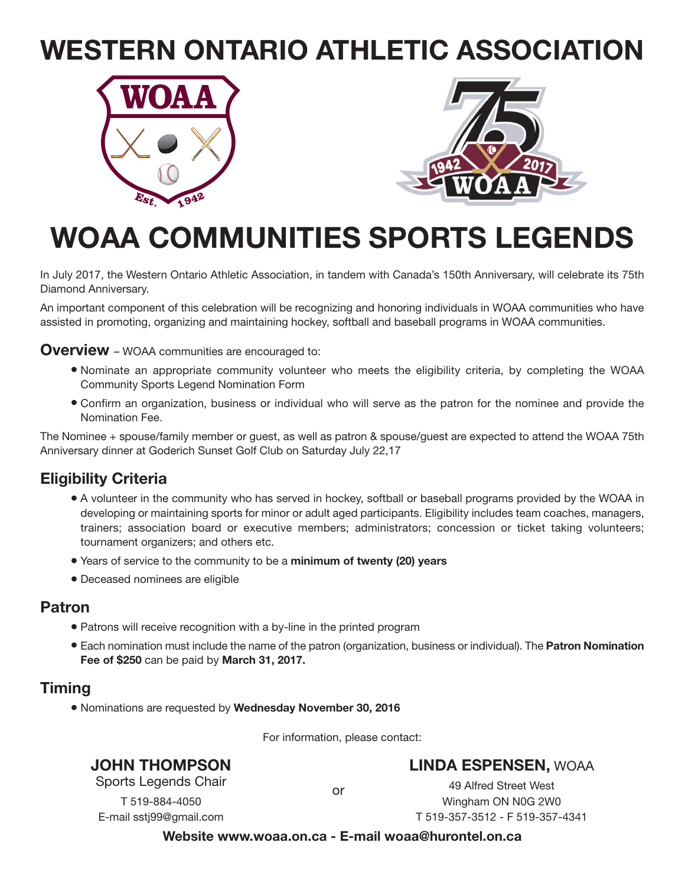# WESTERN ONTARIO ATHLETIC ASSOCIATION

# WOAA COMMUNITIES SPORTS LEGENDS

In July 2017, the Western Ontario Athletic Association, in tandem with Canada's 150th Anniversary, will celebrate its 75th Diamond Anniversary.

An important component of this celebration will be recognizing and honoring individuals in WOAA communities who have assisted in promoting, organizing and maintaining hockey, softball and baseball programs in WOAA communities.

**Overview** – WOAA communities are encouraged to:

- Nominate an appropriate community volunteer who meets the eligibility criteria, by completing the WOAA Community Sports Legend Nomination Form
- Confirm an organization, business or individual who will serve as the patron for the nominee and provide the Nomination Fee.

The Nominee + spouse/family member or guest, as well as patron & spouse/guest are expected to attend the WOAA 75th Anniversary dinner at Goderich Sunset Golf Club on Saturday July 22,17

## Eligibility Criteria

- A volunteer in the community who has served in hockey, softball or baseball programs provided by the WOAA in developing or maintaining sports for minor or adult aged participants. Eligibility includes team coaches, managers, trainers; association board or executive members; administrators; concession or ticket taking volunteers; tournament organizers; and others etc.
- Years of service to the community to be a **minimum of twenty (20) years**
- Deceased nominees are eligible

## Patron

- Patrons will receive recognition with a by-line in the printed program
- Each nomination must include the name of the patron (organization, business or individual). The **Patron Nomination Fee of $250** can be paid by **March 31, 2017.**

## Timing

- Nominations are requested by **Wednesday November 30, 2016**

For information, please contact:

**JOHN THOMPSON**
Sports Legends Chair
T 519-884-4050
E-mail sstj99@gmail.com

or

**LINDA ESPENSEN,** WOAA
49 Alfred Street West
Wingham ON N0G 2W0
T 519-357-3512 - F 519-357-4341

**Website www.woaa.on.ca - E-mail woaa@hurontel.on.ca**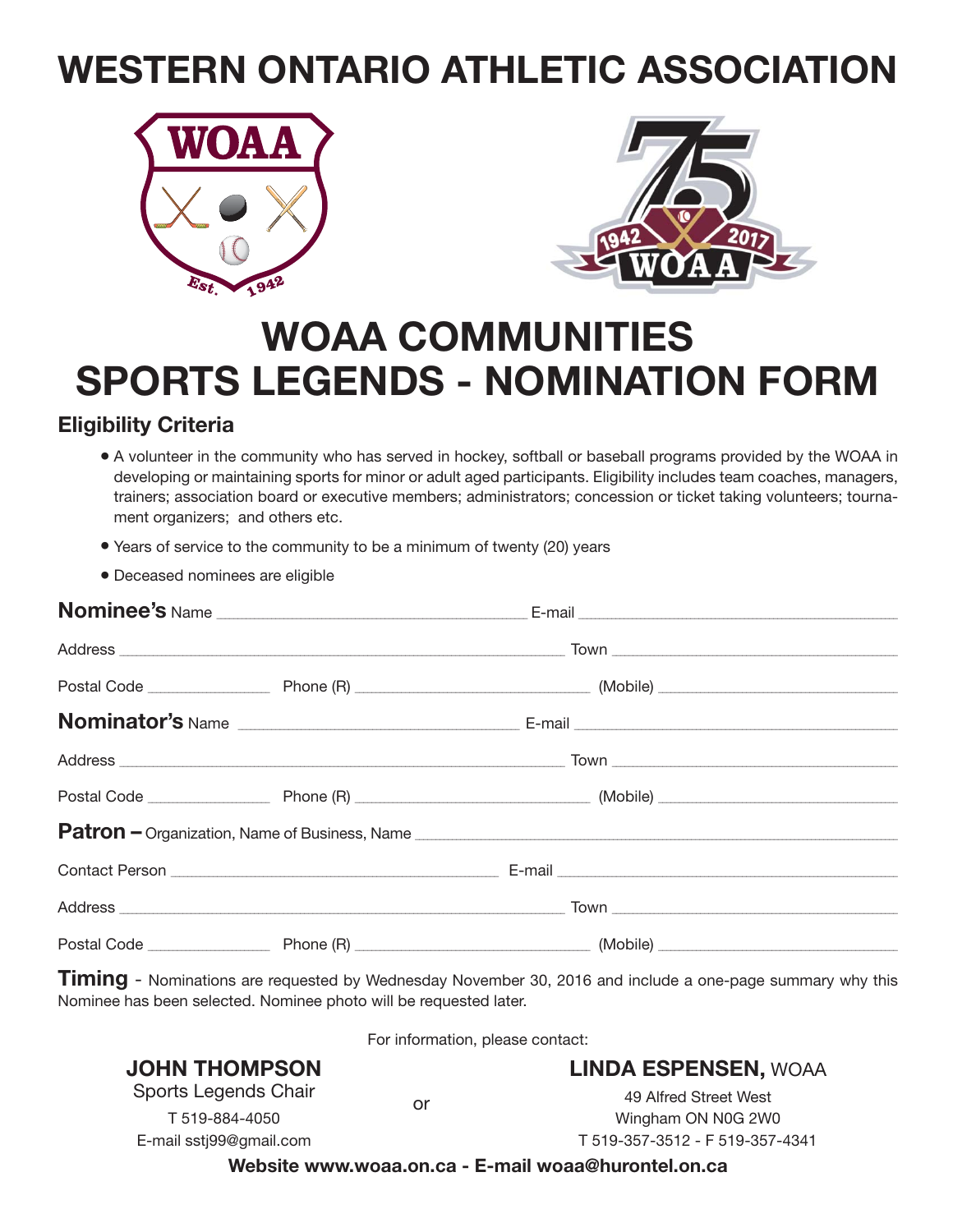# WESTERN ONTARIO ATHLETIC ASSOCIATION

# WOAA COMMUNITIES SPORTS LEGENDS - NOMINATION FORM

## Eligibility Criteria

- A volunteer in the community who has served in hockey, softball or baseball programs provided by the WOAA in developing or maintaining sports for minor or adult aged participants. Eligibility includes team coaches, managers, trainers; association board or executive members; administrators; concession or ticket taking volunteers; tournament organizers; and others etc.
- Years of service to the community to be a minimum of twenty (20) years
- Deceased nominees are eligible

**Nominee's** Name ______________________________ E-mail ______________________________

Address ______________________________ Town ______________________________

Postal Code ____________ Phone (R) ______________________ (Mobile) ______________________

**Nominator's** Name ______________________________ E-mail ______________________________

Address ______________________________ Town ______________________________

Postal Code ____________ Phone (R) ______________________ (Mobile) ______________________

**Patron –** Organization, Name of Business, Name ______________________________

Contact Person ______________________________ E-mail ______________________________

Address ______________________________ Town ______________________________

Postal Code ____________ Phone (R) ______________________ (Mobile) ______________________

**Timing** - Nominations are requested by Wednesday November 30, 2016 and include a one-page summary why this Nominee has been selected. Nominee photo will be requested later.

For information, please contact:

**JOHN THOMPSON**
Sports Legends Chair
T 519-884-4050
E-mail sstj99@gmail.com

or

**LINDA ESPENSEN,** WOAA
49 Alfred Street West
Wingham ON N0G 2W0
T 519-357-3512 - F 519-357-4341

**Website www.woaa.on.ca - E-mail woaa@hurontel.on.ca**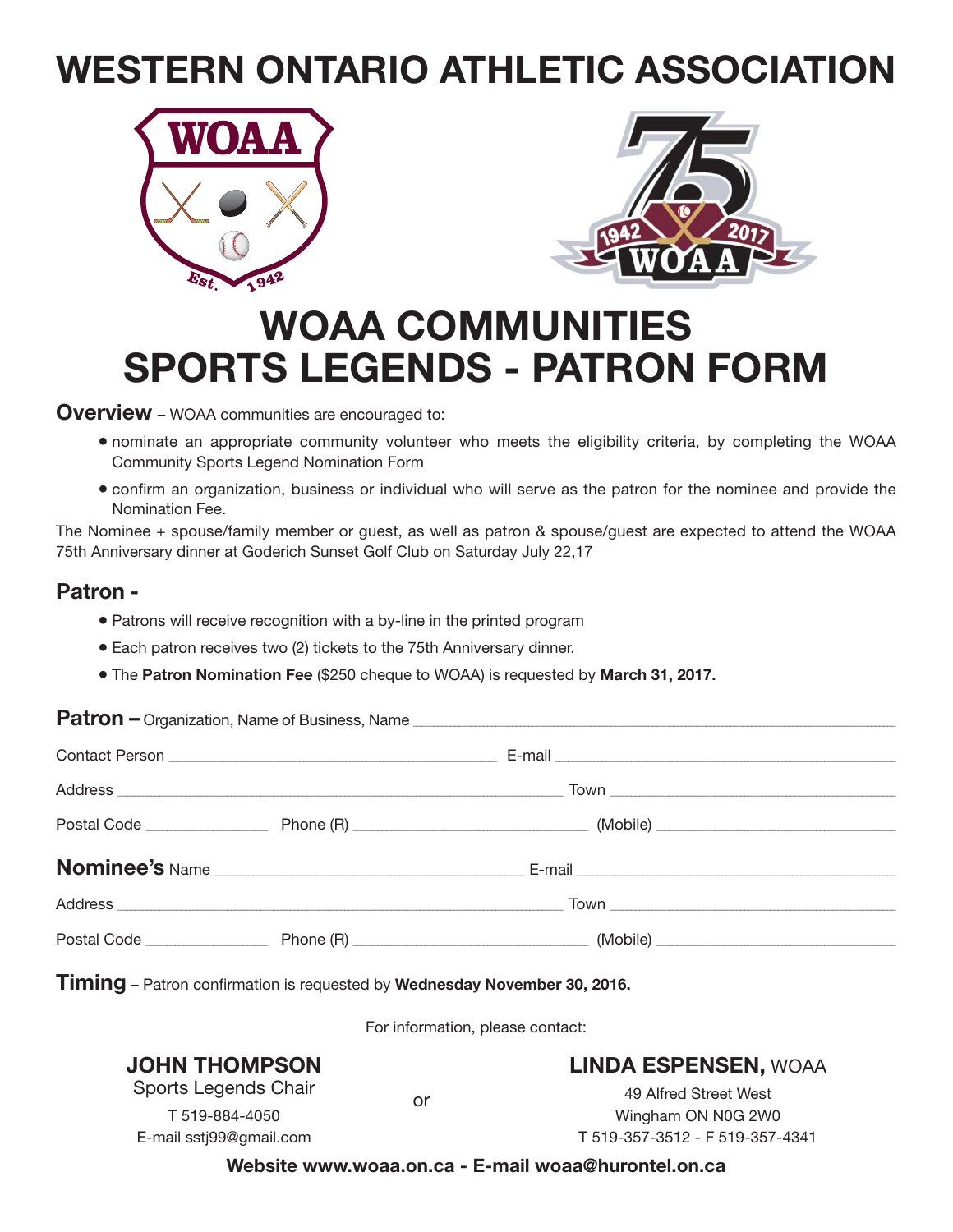# WESTERN ONTARIO ATHLETIC ASSOCIATION

# WOAA COMMUNITIES SPORTS LEGENDS - PATRON FORM

**Overview** – WOAA communities are encouraged to:

- nominate an appropriate community volunteer who meets the eligibility criteria, by completing the WOAA Community Sports Legend Nomination Form
- confirm an organization, business or individual who will serve as the patron for the nominee and provide the Nomination Fee.

The Nominee + spouse/family member or guest, as well as patron & spouse/guest are expected to attend the WOAA 75th Anniversary dinner at Goderich Sunset Golf Club on Saturday July 22,17

## Patron -

- Patrons will receive recognition with a by-line in the printed program
- Each patron receives two (2) tickets to the 75th Anniversary dinner.
- The **Patron Nomination Fee** ($250 cheque to WOAA) is requested by **March 31, 2017.**

**Patron –** Organization, Name of Business, Name ______________________________

Contact Person ______________________ E-mail ______________________

Address ______________________________ Town ______________________

Postal Code ____________ Phone (R) ______________ (Mobile) ______________

**Nominee's** Name ______________________ E-mail ______________________

Address ______________________________ Town ______________________

Postal Code ____________ Phone (R) ______________ (Mobile) ______________

**Timing** – Patron confirmation is requested by **Wednesday November 30, 2016.**

For information, please contact:

**JOHN THOMPSON**
Sports Legends Chair
T 519-884-4050
E-mail sstj99@gmail.com

or

**LINDA ESPENSEN,** WOAA
49 Alfred Street West
Wingham ON N0G 2W0
T 519-357-3512 - F 519-357-4341

**Website www.woaa.on.ca - E-mail woaa@hurontel.on.ca**